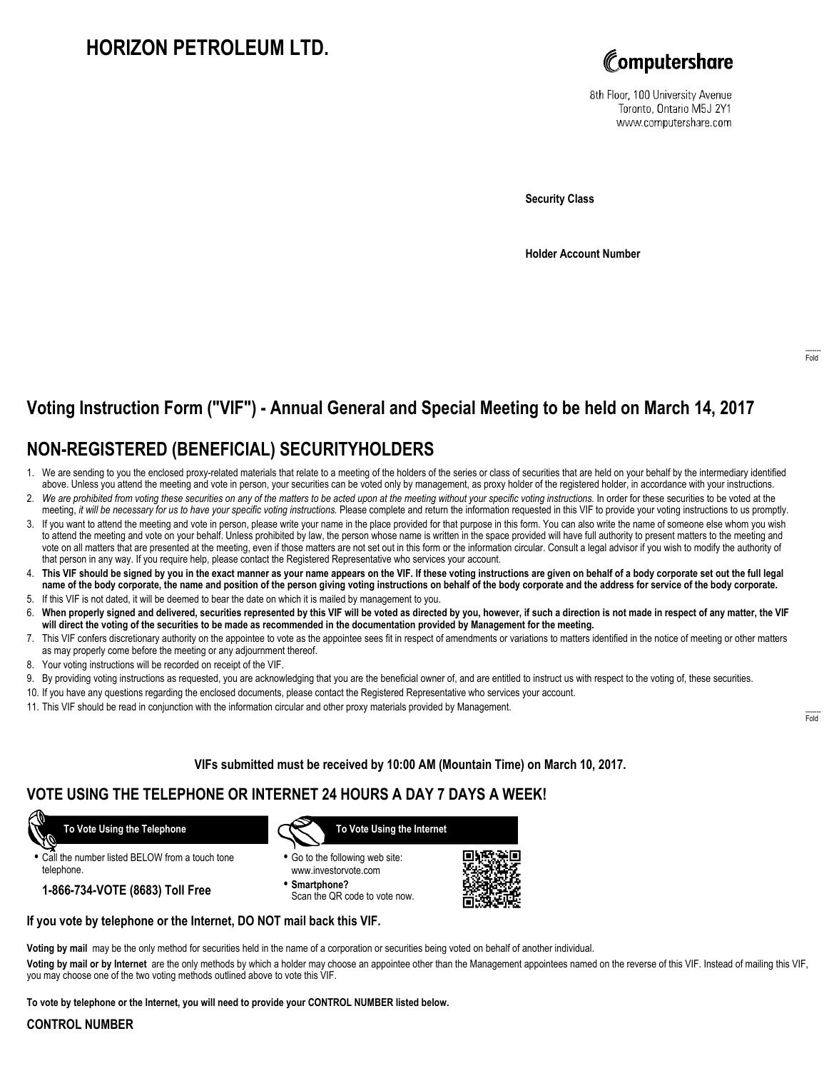# HORIZON PETROLEUM LTD.

Computershare

8th Floor, 100 University Avenue
Toronto, Ontario M5J 2Y1
www.computershare.com

**Security Class**

**Holder Account Number**

Fold

## Voting Instruction Form ("VIF") - Annual General and Special Meeting to be held on March 14, 2017

## NON-REGISTERED (BENEFICIAL) SECURITYHOLDERS

1. We are sending to you the enclosed proxy-related materials that relate to a meeting of the holders of the series or class of securities that are held on your behalf by the intermediary identified above. Unless you attend the meeting and vote in person, your securities can be voted only by management, as proxy holder of the registered holder, in accordance with your instructions.
2. *We are prohibited from voting these securities on any of the matters to be acted upon at the meeting without your specific voting instructions.* In order for these securities to be voted at the meeting, *it will be necessary for us to have your specific voting instructions.* Please complete and return the information requested in this VIF to provide your voting instructions to us promptly.
3. If you want to attend the meeting and vote in person, please write your name in the place provided for that purpose in this form. You can also write the name of someone else whom you wish to attend the meeting and vote on your behalf. Unless prohibited by law, the person whose name is written in the space provided will have full authority to present matters to the meeting and vote on all matters that are presented at the meeting, even if those matters are not set out in this form or the information circular. Consult a legal advisor if you wish to modify the authority of that person in any way. If you require help, please contact the Registered Representative who services your account.
4. **This VIF should be signed by you in the exact manner as your name appears on the VIF. If these voting instructions are given on behalf of a body corporate set out the full legal name of the body corporate, the name and position of the person giving voting instructions on behalf of the body corporate and the address for service of the body corporate.**
5. If this VIF is not dated, it will be deemed to bear the date on which it is mailed by management to you.
6. **When properly signed and delivered, securities represented by this VIF will be voted as directed by you, however, if such a direction is not made in respect of any matter, the VIF will direct the voting of the securities to be made as recommended in the documentation provided by Management for the meeting.**
7. This VIF confers discretionary authority on the appointee to vote as the appointee sees fit in respect of amendments or variations to matters identified in the notice of meeting or other matters as may properly come before the meeting or any adjournment thereof.
8. Your voting instructions will be recorded on receipt of the VIF.
9. By providing voting instructions as requested, you are acknowledging that you are the beneficial owner of, and are entitled to instruct us with respect to the voting of, these securities.
10. If you have any questions regarding the enclosed documents, please contact the Registered Representative who services your account.
11. This VIF should be read in conjunction with the information circular and other proxy materials provided by Management.

Fold

**VIFs submitted must be received by 10:00 AM (Mountain Time) on March 10, 2017.**

## VOTE USING THE TELEPHONE OR INTERNET 24 HOURS A DAY 7 DAYS A WEEK!

**To Vote Using the Telephone**

- Call the number listed BELOW from a touch tone telephone.

**1-866-734-VOTE (8683) Toll Free**

**To Vote Using the Internet**

- Go to the following web site: www.investorvote.com
- **Smartphone?** Scan the QR code to vote now.

**If you vote by telephone or the Internet, DO NOT mail back this VIF.**

**Voting by mail** may be the only method for securities held in the name of a corporation or securities being voted on behalf of another individual.

**Voting by mail or by Internet** are the only methods by which a holder may choose an appointee other than the Management appointees named on the reverse of this VIF. Instead of mailing this VIF, you may choose one of the two voting methods outlined above to vote this VIF.

**To vote by telephone or the Internet, you will need to provide your CONTROL NUMBER listed below.**

**CONTROL NUMBER**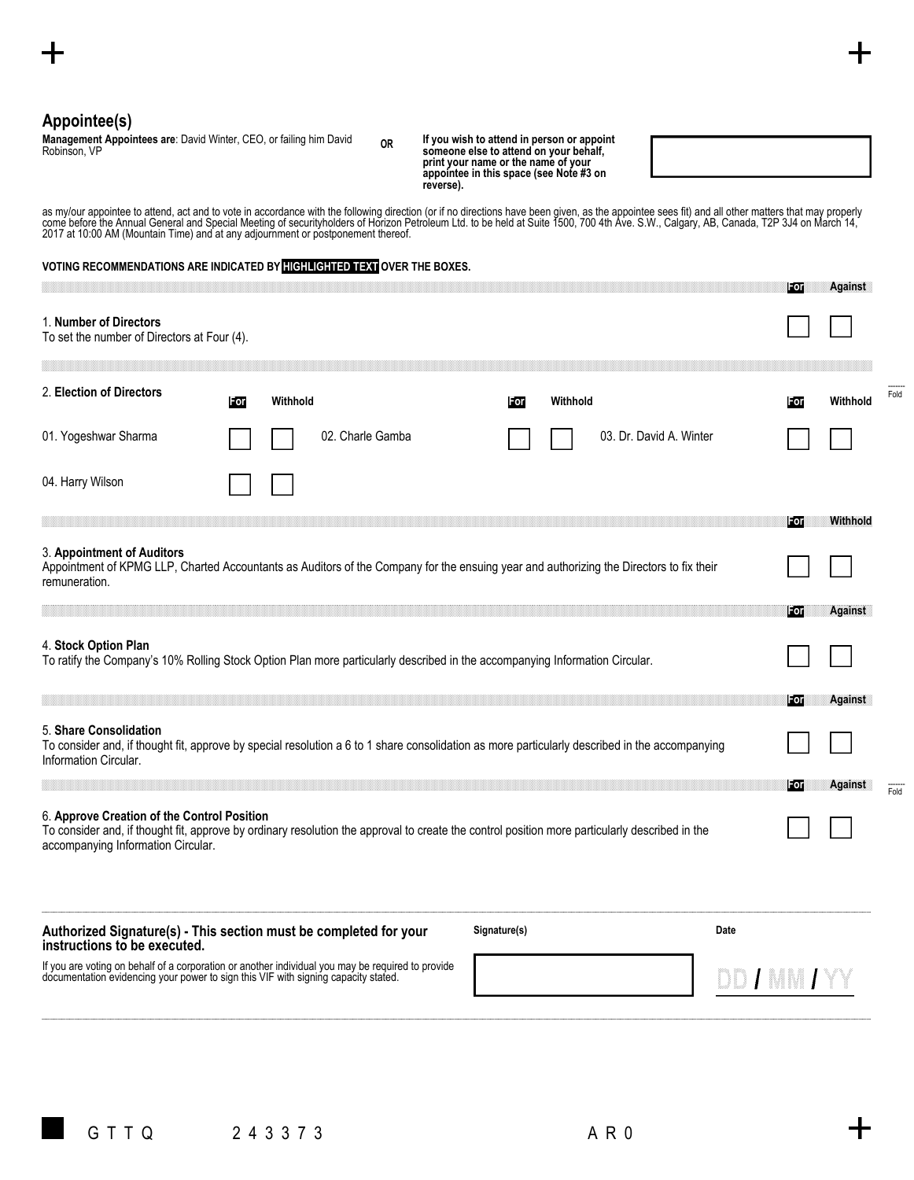## Appointee(s)

**Management Appointees are**: David Winter, CEO, or failing him David Robinson, VP

**OR**

**If you wish to attend in person or appoint someone else to attend on your behalf, print your name or the name of your appointee in this space (see Note #3 on reverse).**

as my/our appointee to attend, act and to vote in accordance with the following direction (or if no directions have been given, as the appointee sees fit) and all other matters that may properly come before the Annual General and Special Meeting of securityholders of Horizon Petroleum Ltd. to be held at Suite 1500, 700 4th Ave. S.W., Calgary, AB, Canada, T2P 3J4 on March 14, 2017 at 10:00 AM (Mountain Time) and at any adjournment or postponement thereof.

**VOTING RECOMMENDATIONS ARE INDICATED BY HIGHLIGHTED TEXT OVER THE BOXES.**

| | For | Against |
|---|---|---|
| 1. **Number of Directors**<br>To set the number of Directors at Four (4). | ☐ | ☐ |

**2. Election of Directors**

| | For | Withhold | | For | Withhold | | For | Withhold |
|---|---|---|---|---|---|---|---|---|
| 01. Yogeshwar Sharma | ☐ | ☐ | 02. Charle Gamba | ☐ | ☐ | 03. Dr. David A. Winter | ☐ | ☐ |
| 04. Harry Wilson | ☐ | ☐ | | | | | | |

| | For | Withhold |
|---|---|---|
| 3. **Appointment of Auditors**<br>Appointment of KPMG LLP, Charted Accountants as Auditors of the Company for the ensuing year and authorizing the Directors to fix their remuneration. | ☐ | ☐ |

| | For | Against |
|---|---|---|
| 4. **Stock Option Plan**<br>To ratify the Company's 10% Rolling Stock Option Plan more particularly described in the accompanying Information Circular. | ☐ | ☐ |

| | For | Against |
|---|---|---|
| 5. **Share Consolidation**<br>To consider and, if thought fit, approve by special resolution a 6 to 1 share consolidation as more particularly described in the accompanying Information Circular. | ☐ | ☐ |

| | For | Against |
|---|---|---|
| 6. **Approve Creation of the Control Position**<br>To consider and, if thought fit, approve by ordinary resolution the approval to create the control position more particularly described in the accompanying Information Circular. | ☐ | ☐ |

**Authorized Signature(s) - This section must be completed for your instructions to be executed.**

If you are voting on behalf of a corporation or another individual you may be required to provide documentation evidencing your power to sign this VIF with signing capacity stated.

Signature(s)

Date

DD / MM / YY

GTTQ 243373 AR0